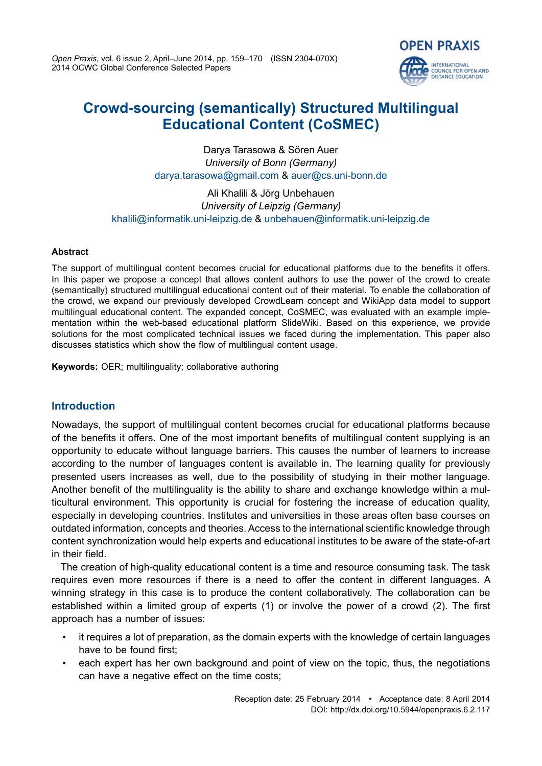# Crowd-sourcing (semantically) Structured Multilingual Educational Content (CoSMEC)

Darya Tarasowa & Sören Auer
*University of Bonn (Germany)*
darya.tarasowa@gmail.com & auer@cs.uni-bonn.de

Ali Khalili & Jörg Unbehauen
*University of Leipzig (Germany)*
khalili@informatik.uni-leipzig.de & unbehauen@informatik.uni-leipzig.de

### Abstract

The support of multilingual content becomes crucial for educational platforms due to the benefits it offers. In this paper we propose a concept that allows content authors to use the power of the crowd to create (semantically) structured multilingual educational content out of their material. To enable the collaboration of the crowd, we expand our previously developed CrowdLearn concept and WikiApp data model to support multilingual educational content. The expanded concept, CoSMEC, was evaluated with an example implementation within the web-based educational platform SlideWiki. Based on this experience, we provide solutions for the most complicated technical issues we faced during the implementation. This paper also discusses statistics which show the flow of multilingual content usage.

**Keywords:** OER; multilinguality; collaborative authoring

## Introduction

Nowadays, the support of multilingual content becomes crucial for educational platforms because of the benefits it offers. One of the most important benefits of multilingual content supplying is an opportunity to educate without language barriers. This causes the number of learners to increase according to the number of languages content is available in. The learning quality for previously presented users increases as well, due to the possibility of studying in their mother language. Another benefit of the multilinguality is the ability to share and exchange knowledge within a multicultural environment. This opportunity is crucial for fostering the increase of education quality, especially in developing countries. Institutes and universities in these areas often base courses on outdated information, concepts and theories. Access to the international scientific knowledge through content synchronization would help experts and educational institutes to be aware of the state-of-art in their field.

The creation of high-quality educational content is a time and resource consuming task. The task requires even more resources if there is a need to offer the content in different languages. A winning strategy in this case is to produce the content collaboratively. The collaboration can be established within a limited group of experts (1) or involve the power of a crowd (2). The first approach has a number of issues:

- it requires a lot of preparation, as the domain experts with the knowledge of certain languages have to be found first;
- each expert has her own background and point of view on the topic, thus, the negotiations can have a negative effect on the time costs;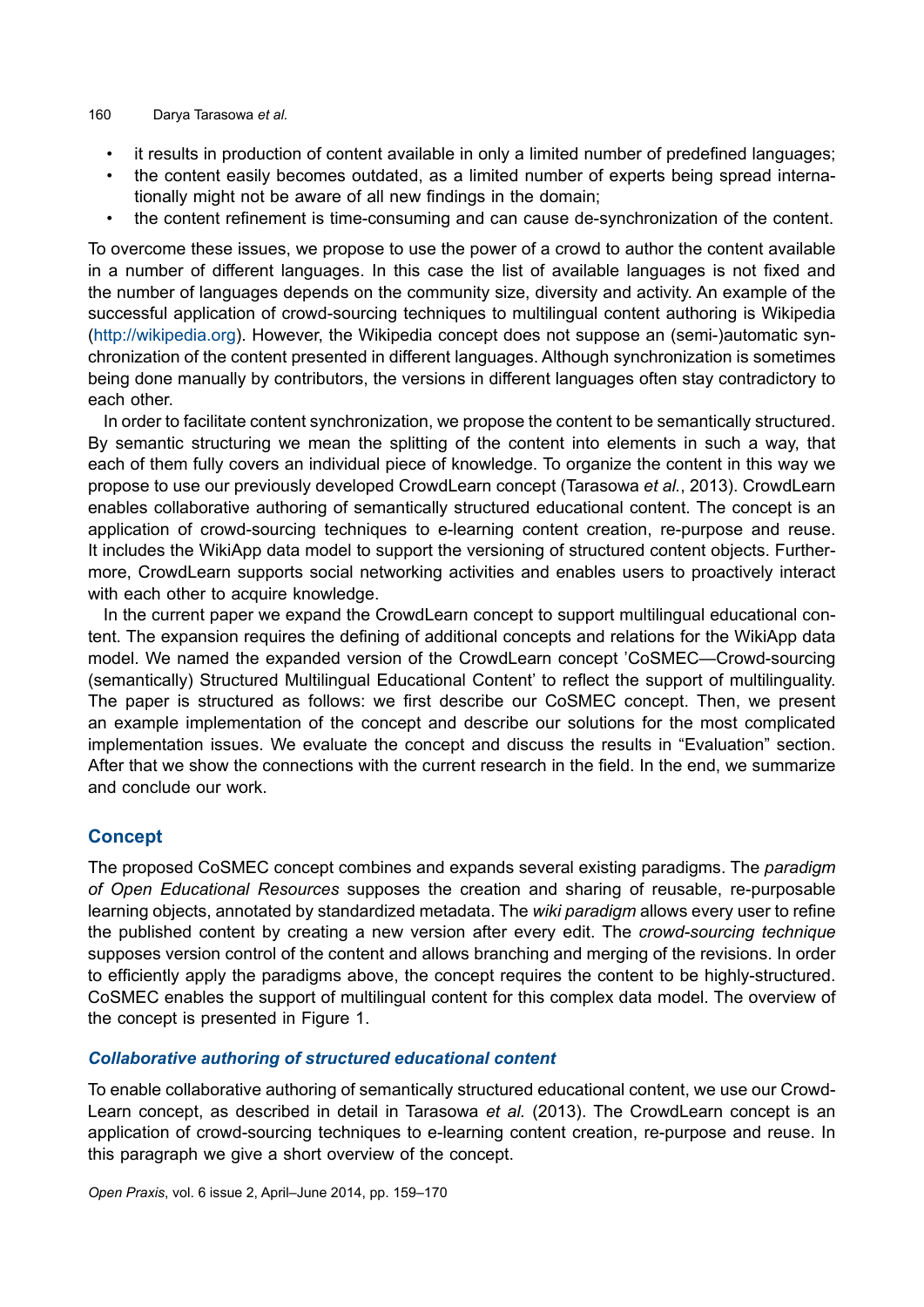- it results in production of content available in only a limited number of predefined languages;
- the content easily becomes outdated, as a limited number of experts being spread internationally might not be aware of all new findings in the domain;
- the content refinement is time-consuming and can cause de-synchronization of the content.

To overcome these issues, we propose to use the power of a crowd to author the content available in a number of different languages. In this case the list of available languages is not fixed and the number of languages depends on the community size, diversity and activity. An example of the successful application of crowd-sourcing techniques to multilingual content authoring is Wikipedia (http://wikipedia.org). However, the Wikipedia concept does not suppose an (semi-)automatic synchronization of the content presented in different languages. Although synchronization is sometimes being done manually by contributors, the versions in different languages often stay contradictory to each other.

In order to facilitate content synchronization, we propose the content to be semantically structured. By semantic structuring we mean the splitting of the content into elements in such a way, that each of them fully covers an individual piece of knowledge. To organize the content in this way we propose to use our previously developed CrowdLearn concept (Tarasowa *et al.*, 2013). CrowdLearn enables collaborative authoring of semantically structured educational content. The concept is an application of crowd-sourcing techniques to e-learning content creation, re-purpose and reuse. It includes the WikiApp data model to support the versioning of structured content objects. Furthermore, CrowdLearn supports social networking activities and enables users to proactively interact with each other to acquire knowledge.

In the current paper we expand the CrowdLearn concept to support multilingual educational content. The expansion requires the defining of additional concepts and relations for the WikiApp data model. We named the expanded version of the CrowdLearn concept 'CoSMEC—Crowd-sourcing (semantically) Structured Multilingual Educational Content' to reflect the support of multilinguality. The paper is structured as follows: we first describe our CoSMEC concept. Then, we present an example implementation of the concept and describe our solutions for the most complicated implementation issues. We evaluate the concept and discuss the results in "Evaluation" section. After that we show the connections with the current research in the field. In the end, we summarize and conclude our work.

## Concept

The proposed CoSMEC concept combines and expands several existing paradigms. The *paradigm of Open Educational Resources* supposes the creation and sharing of reusable, re-purposable learning objects, annotated by standardized metadata. The *wiki paradigm* allows every user to refine the published content by creating a new version after every edit. The *crowd-sourcing technique* supposes version control of the content and allows branching and merging of the revisions. In order to efficiently apply the paradigms above, the concept requires the content to be highly-structured. CoSMEC enables the support of multilingual content for this complex data model. The overview of the concept is presented in Figure 1.

### *Collaborative authoring of structured educational content*

To enable collaborative authoring of semantically structured educational content, we use our CrowdLearn concept, as described in detail in Tarasowa *et al.* (2013). The CrowdLearn concept is an application of crowd-sourcing techniques to e-learning content creation, re-purpose and reuse. In this paragraph we give a short overview of the concept.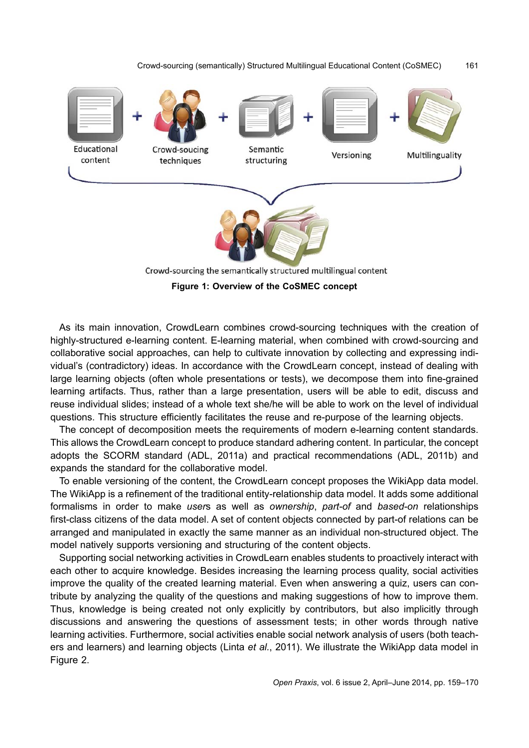Educational content + Crowd-soucing techniques + Semantic structuring + Versioning + Multilinguality

Crowd-sourcing the semantically structured multilingual content

**Figure 1: Overview of the CoSMEC concept**

As its main innovation, CrowdLearn combines crowd-sourcing techniques with the creation of highly-structured e-learning content. E-learning material, when combined with crowd-sourcing and collaborative social approaches, can help to cultivate innovation by collecting and expressing individual's (contradictory) ideas. In accordance with the CrowdLearn concept, instead of dealing with large learning objects (often whole presentations or tests), we decompose them into fine-grained learning artifacts. Thus, rather than a large presentation, users will be able to edit, discuss and reuse individual slides; instead of a whole text she/he will be able to work on the level of individual questions. This structure efficiently facilitates the reuse and re-purpose of the learning objects.

The concept of decomposition meets the requirements of modern e-learning content standards. This allows the CrowdLearn concept to produce standard adhering content. In particular, the concept adopts the SCORM standard (ADL, 2011a) and practical recommendations (ADL, 2011b) and expands the standard for the collaborative model.

To enable versioning of the content, the CrowdLearn concept proposes the WikiApp data model. The WikiApp is a refinement of the traditional entity-relationship data model. It adds some additional formalisms in order to make *user*s as well as *ownership*, *part-of* and *based-on* relationships first-class citizens of the data model. A set of content objects connected by part-of relations can be arranged and manipulated in exactly the same manner as an individual non-structured object. The model natively supports versioning and structuring of the content objects.

Supporting social networking activities in CrowdLearn enables students to proactively interact with each other to acquire knowledge. Besides increasing the learning process quality, social activities improve the quality of the created learning material. Even when answering a quiz, users can contribute by analyzing the quality of the questions and making suggestions of how to improve them. Thus, knowledge is being created not only explicitly by contributors, but also implicitly through discussions and answering the questions of assessment tests; in other words through native learning activities. Furthermore, social activities enable social network analysis of users (both teachers and learners) and learning objects (Linta *et al.*, 2011). We illustrate the WikiApp data model in Figure 2.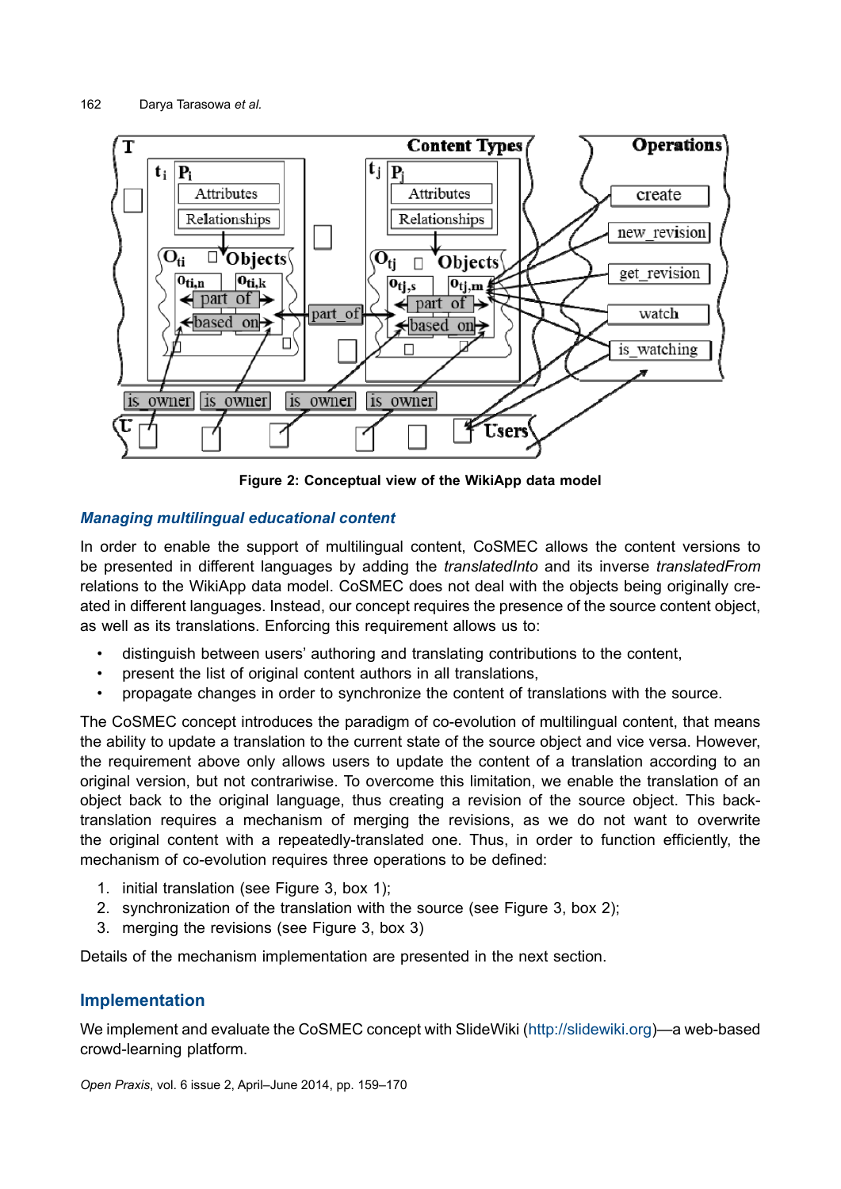Figure 2: Conceptual view of the WikiApp data model

### *Managing multilingual educational content*

In order to enable the support of multilingual content, CoSMEC allows the content versions to be presented in different languages by adding the *translatedInto* and its inverse *translatedFrom* relations to the WikiApp data model. CoSMEC does not deal with the objects being originally created in different languages. Instead, our concept requires the presence of the source content object, as well as its translations. Enforcing this requirement allows us to:

- distinguish between users' authoring and translating contributions to the content,
- present the list of original content authors in all translations,
- propagate changes in order to synchronize the content of translations with the source.

The CoSMEC concept introduces the paradigm of co-evolution of multilingual content, that means the ability to update a translation to the current state of the source object and vice versa. However, the requirement above only allows users to update the content of a translation according to an original version, but not contrariwise. To overcome this limitation, we enable the translation of an object back to the original language, thus creating a revision of the source object. This back-translation requires a mechanism of merging the revisions, as we do not want to overwrite the original content with a repeatedly-translated one. Thus, in order to function efficiently, the mechanism of co-evolution requires three operations to be defined:

1. initial translation (see Figure 3, box 1);
2. synchronization of the translation with the source (see Figure 3, box 2);
3. merging the revisions (see Figure 3, box 3)

Details of the mechanism implementation are presented in the next section.

## Implementation

We implement and evaluate the CoSMEC concept with SlideWiki (http://slidewiki.org)—a web-based crowd-learning platform.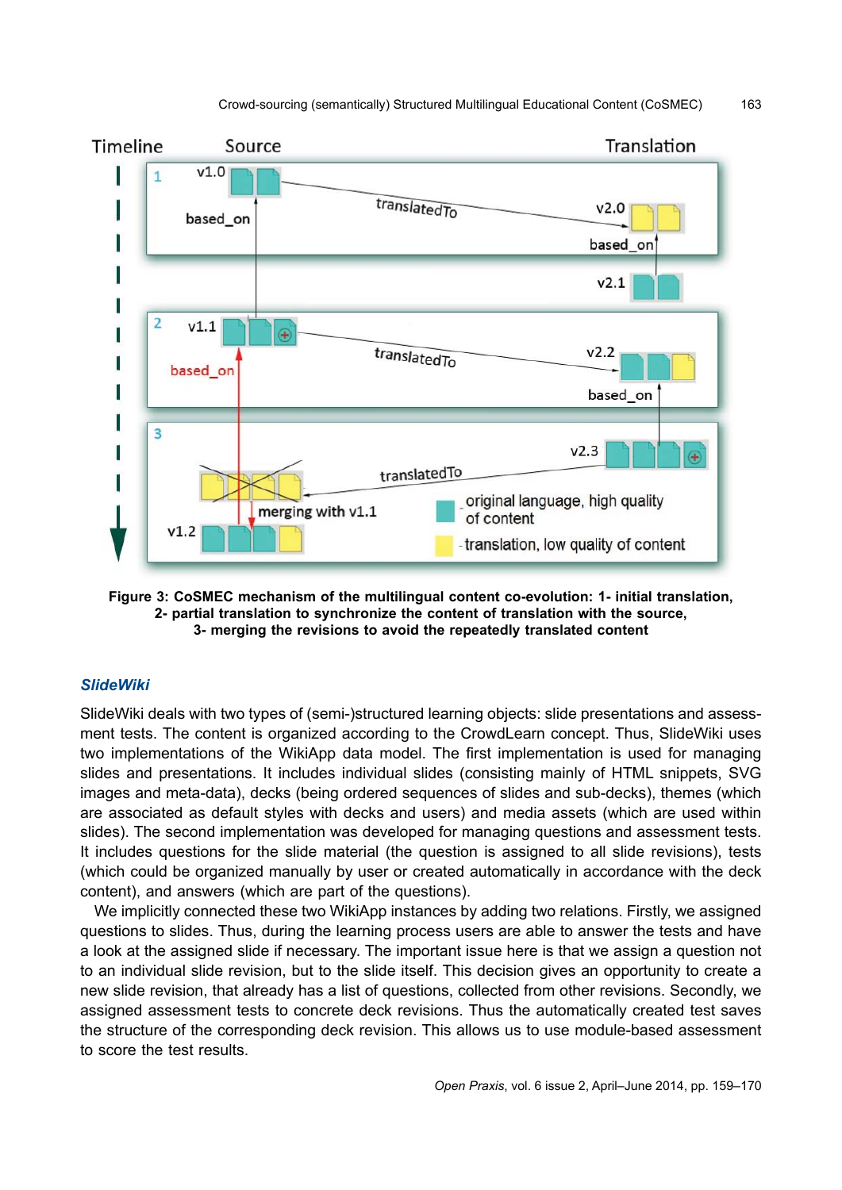**Figure 3: CoSMEC mechanism of the multilingual content co-evolution: 1- initial translation, 2- partial translation to synchronize the content of translation with the source, 3- merging the revisions to avoid the repeatedly translated content**

### *SlideWiki*

SlideWiki deals with two types of (semi-)structured learning objects: slide presentations and assessment tests. The content is organized according to the CrowdLearn concept. Thus, SlideWiki uses two implementations of the WikiApp data model. The first implementation is used for managing slides and presentations. It includes individual slides (consisting mainly of HTML snippets, SVG images and meta-data), decks (being ordered sequences of slides and sub-decks), themes (which are associated as default styles with decks and users) and media assets (which are used within slides). The second implementation was developed for managing questions and assessment tests. It includes questions for the slide material (the question is assigned to all slide revisions), tests (which could be organized manually by user or created automatically in accordance with the deck content), and answers (which are part of the questions).

We implicitly connected these two WikiApp instances by adding two relations. Firstly, we assigned questions to slides. Thus, during the learning process users are able to answer the tests and have a look at the assigned slide if necessary. The important issue here is that we assign a question not to an individual slide revision, but to the slide itself. This decision gives an opportunity to create a new slide revision, that already has a list of questions, collected from other revisions. Secondly, we assigned assessment tests to concrete deck revisions. Thus the automatically created test saves the structure of the corresponding deck revision. This allows us to use module-based assessment to score the test results.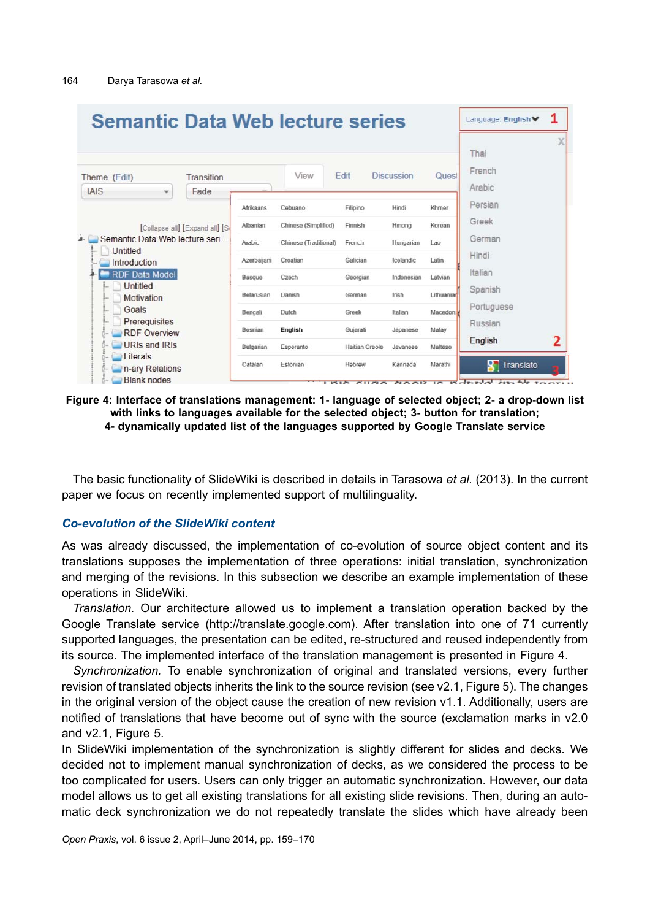Figure 4: Interface of translations management: 1- language of selected object; 2- a drop-down list with links to languages available for the selected object; 3- button for translation; 4- dynamically updated list of the languages supported by Google Translate service

The basic functionality of SlideWiki is described in details in Tarasowa *et al.* (2013). In the current paper we focus on recently implemented support of multilinguality.

### *Co-evolution of the SlideWiki content*

As was already discussed, the implementation of co-evolution of source object content and its translations supposes the implementation of three operations: initial translation, synchronization and merging of the revisions. In this subsection we describe an example implementation of these operations in SlideWiki.

*Translation.* Our architecture allowed us to implement a translation operation backed by the Google Translate service (http://translate.google.com). After translation into one of 71 currently supported languages, the presentation can be edited, re-structured and reused independently from its source. The implemented interface of the translation management is presented in Figure 4.

*Synchronization.* To enable synchronization of original and translated versions, every further revision of translated objects inherits the link to the source revision (see v2.1, Figure 5). The changes in the original version of the object cause the creation of new revision v1.1. Additionally, users are notified of translations that have become out of sync with the source (exclamation marks in v2.0 and v2.1, Figure 5.

In SlideWiki implementation of the synchronization is slightly different for slides and decks. We decided not to implement manual synchronization of decks, as we considered the process to be too complicated for users. Users can only trigger an automatic synchronization. However, our data model allows us to get all existing translations for all existing slide revisions. Then, during an automatic deck synchronization we do not repeatedly translate the slides which have already been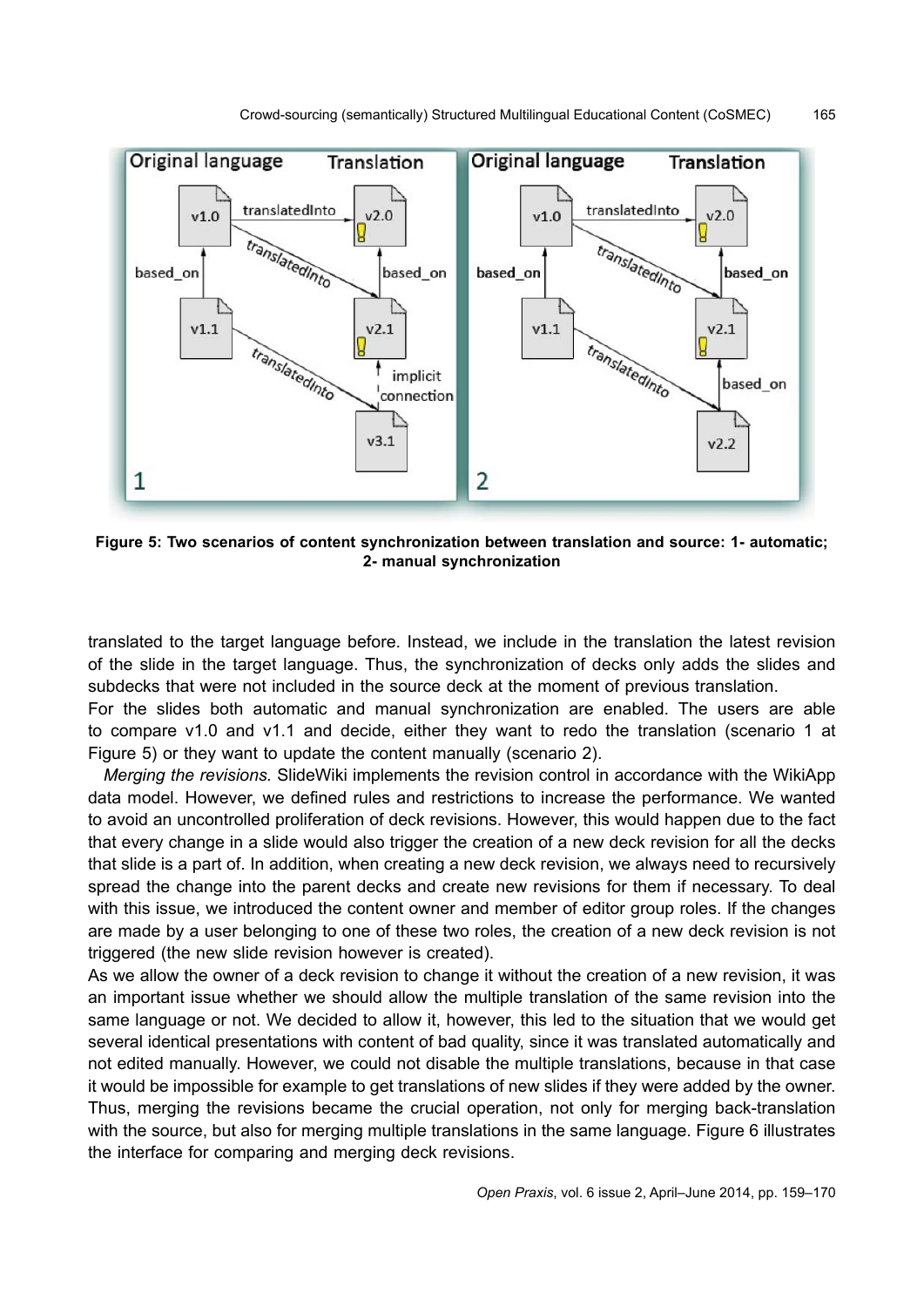Original language
Translation
v1.0
translatedInto
v2.0
based_on
translatedInto
based_on
v1.1
v2.1
translatedInto
implicit connection
v3.1
1

Original language
Translation
v1.0
translatedInto
v2.0
based_on
translatedInto
based_on
v1.1
v2.1
translatedInto
based_on
v2.2
2

**Figure 5: Two scenarios of content synchronization between translation and source: 1- automatic; 2- manual synchronization**

translated to the target language before. Instead, we include in the translation the latest revision of the slide in the target language. Thus, the synchronization of decks only adds the slides and subdecks that were not included in the source deck at the moment of previous translation.

For the slides both automatic and manual synchronization are enabled. The users are able to compare v1.0 and v1.1 and decide, either they want to redo the translation (scenario 1 at Figure 5) or they want to update the content manually (scenario 2).

*Merging the revisions.* SlideWiki implements the revision control in accordance with the WikiApp data model. However, we defined rules and restrictions to increase the performance. We wanted to avoid an uncontrolled proliferation of deck revisions. However, this would happen due to the fact that every change in a slide would also trigger the creation of a new deck revision for all the decks that slide is a part of. In addition, when creating a new deck revision, we always need to recursively spread the change into the parent decks and create new revisions for them if necessary. To deal with this issue, we introduced the content owner and member of editor group roles. If the changes are made by a user belonging to one of these two roles, the creation of a new deck revision is not triggered (the new slide revision however is created).

As we allow the owner of a deck revision to change it without the creation of a new revision, it was an important issue whether we should allow the multiple translation of the same revision into the same language or not. We decided to allow it, however, this led to the situation that we would get several identical presentations with content of bad quality, since it was translated automatically and not edited manually. However, we could not disable the multiple translations, because in that case it would be impossible for example to get translations of new slides if they were added by the owner. Thus, merging the revisions became the crucial operation, not only for merging back-translation with the source, but also for merging multiple translations in the same language. Figure 6 illustrates the interface for comparing and merging deck revisions.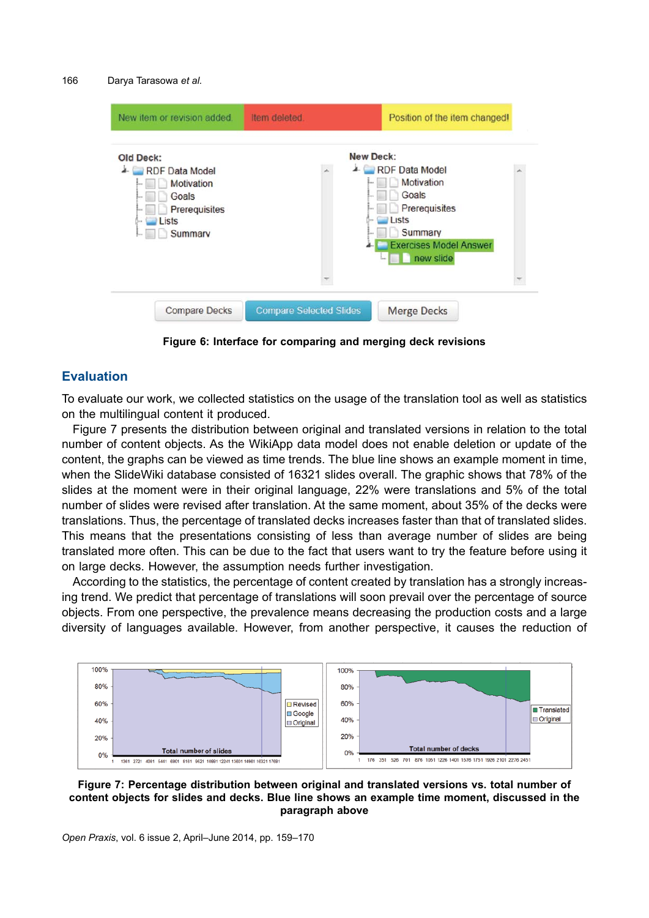Figure 6: Interface for comparing and merging deck revisions

## Evaluation

To evaluate our work, we collected statistics on the usage of the translation tool as well as statistics on the multilingual content it produced.

Figure 7 presents the distribution between original and translated versions in relation to the total number of content objects. As the WikiApp data model does not enable deletion or update of the content, the graphs can be viewed as time trends. The blue line shows an example moment in time, when the SlideWiki database consisted of 16321 slides overall. The graphic shows that 78% of the slides at the moment were in their original language, 22% were translations and 5% of the total number of slides were revised after translation. At the same moment, about 35% of the decks were translations. Thus, the percentage of translated decks increases faster than that of translated slides. This means that the presentations consisting of less than average number of slides are being translated more often. This can be due to the fact that users want to try the feature before using it on large decks. However, the assumption needs further investigation.

According to the statistics, the percentage of content created by translation has a strongly increasing trend. We predict that percentage of translations will soon prevail over the percentage of source objects. From one perspective, the prevalence means decreasing the production costs and a large diversity of languages available. However, from another perspective, it causes the reduction of

Figure 7: Percentage distribution between original and translated versions vs. total number of content objects for slides and decks. Blue line shows an example time moment, discussed in the paragraph above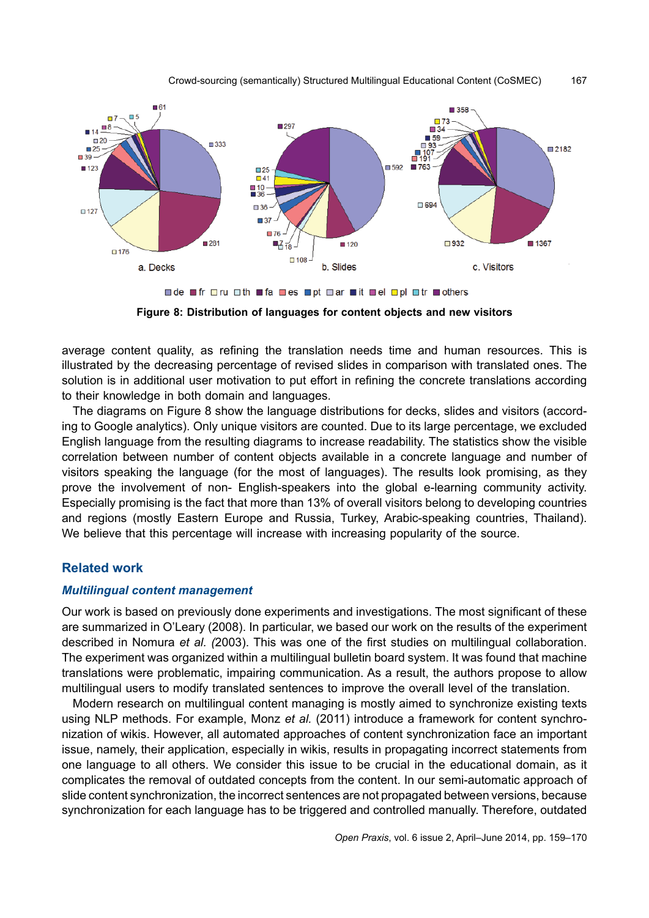Figure 8: Distribution of languages for content objects and new visitors

average content quality, as refining the translation needs time and human resources. This is illustrated by the decreasing percentage of revised slides in comparison with translated ones. The solution is in additional user motivation to put effort in refining the concrete translations according to their knowledge in both domain and languages.

The diagrams on Figure 8 show the language distributions for decks, slides and visitors (according to Google analytics). Only unique visitors are counted. Due to its large percentage, we excluded English language from the resulting diagrams to increase readability. The statistics show the visible correlation between number of content objects available in a concrete language and number of visitors speaking the language (for the most of languages). The results look promising, as they prove the involvement of non- English-speakers into the global e-learning community activity. Especially promising is the fact that more than 13% of overall visitors belong to developing countries and regions (mostly Eastern Europe and Russia, Turkey, Arabic-speaking countries, Thailand). We believe that this percentage will increase with increasing popularity of the source.

## Related work

### *Multilingual content management*

Our work is based on previously done experiments and investigations. The most significant of these are summarized in O'Leary (2008). In particular, we based our work on the results of the experiment described in Nomura *et al. (*2003). This was one of the first studies on multilingual collaboration. The experiment was organized within a multilingual bulletin board system. It was found that machine translations were problematic, impairing communication. As a result, the authors propose to allow multilingual users to modify translated sentences to improve the overall level of the translation.

Modern research on multilingual content managing is mostly aimed to synchronize existing texts using NLP methods. For example, Monz *et al.* (2011) introduce a framework for content synchronization of wikis. However, all automated approaches of content synchronization face an important issue, namely, their application, especially in wikis, results in propagating incorrect statements from one language to all others. We consider this issue to be crucial in the educational domain, as it complicates the removal of outdated concepts from the content. In our semi-automatic approach of slide content synchronization, the incorrect sentences are not propagated between versions, because synchronization for each language has to be triggered and controlled manually. Therefore, outdated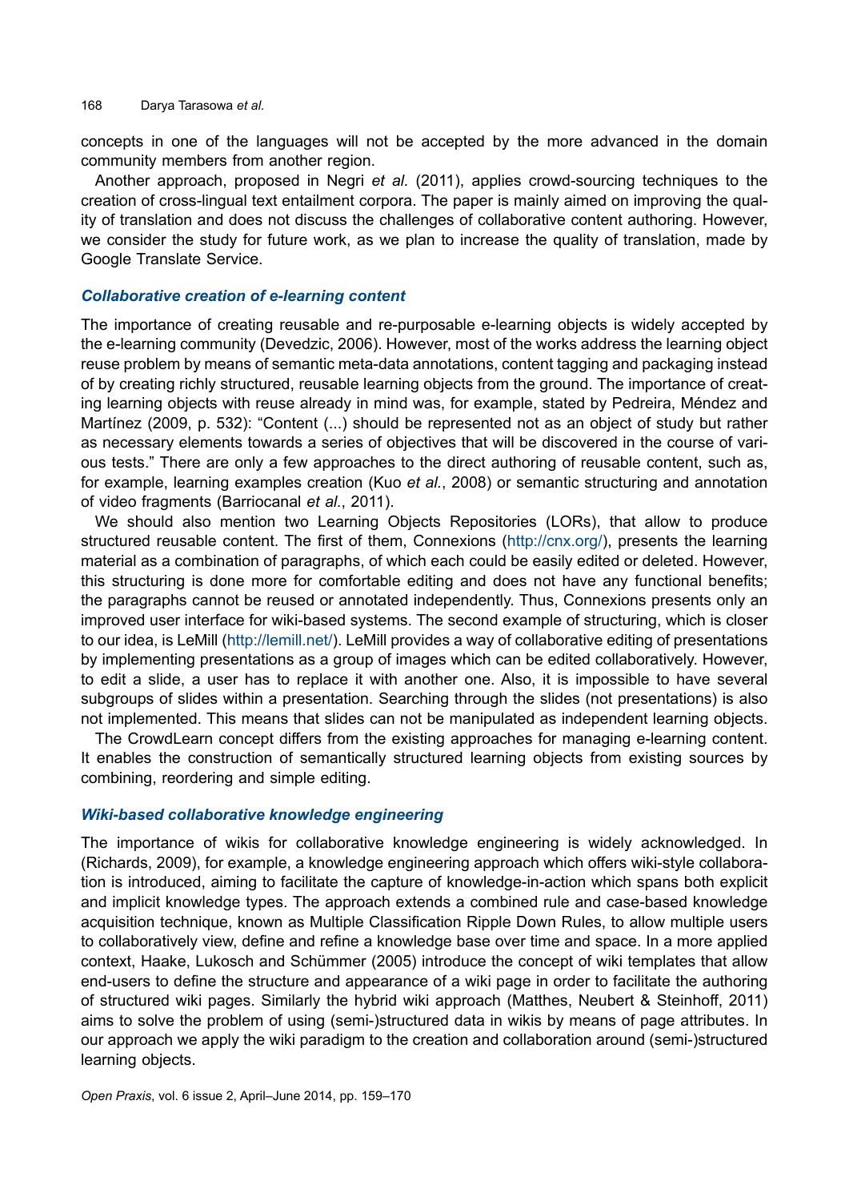concepts in one of the languages will not be accepted by the more advanced in the domain community members from another region.

Another approach, proposed in Negri *et al.* (2011), applies crowd-sourcing techniques to the creation of cross-lingual text entailment corpora. The paper is mainly aimed on improving the quality of translation and does not discuss the challenges of collaborative content authoring. However, we consider the study for future work, as we plan to increase the quality of translation, made by Google Translate Service.

### *Collaborative creation of e-learning content*

The importance of creating reusable and re-purposable e-learning objects is widely accepted by the e-learning community (Devedzic, 2006). However, most of the works address the learning object reuse problem by means of semantic meta-data annotations, content tagging and packaging instead of by creating richly structured, reusable learning objects from the ground. The importance of creating learning objects with reuse already in mind was, for example, stated by Pedreira, Méndez and Martínez (2009, p. 532): "Content (...) should be represented not as an object of study but rather as necessary elements towards a series of objectives that will be discovered in the course of various tests." There are only a few approaches to the direct authoring of reusable content, such as, for example, learning examples creation (Kuo *et al.*, 2008) or semantic structuring and annotation of video fragments (Barriocanal *et al.*, 2011).

We should also mention two Learning Objects Repositories (LORs), that allow to produce structured reusable content. The first of them, Connexions (http://cnx.org/), presents the learning material as a combination of paragraphs, of which each could be easily edited or deleted. However, this structuring is done more for comfortable editing and does not have any functional benefits; the paragraphs cannot be reused or annotated independently. Thus, Connexions presents only an improved user interface for wiki-based systems. The second example of structuring, which is closer to our idea, is LeMill (http://lemill.net/). LeMill provides a way of collaborative editing of presentations by implementing presentations as a group of images which can be edited collaboratively. However, to edit a slide, a user has to replace it with another one. Also, it is impossible to have several subgroups of slides within a presentation. Searching through the slides (not presentations) is also not implemented. This means that slides can not be manipulated as independent learning objects.

The CrowdLearn concept differs from the existing approaches for managing e-learning content. It enables the construction of semantically structured learning objects from existing sources by combining, reordering and simple editing.

### *Wiki-based collaborative knowledge engineering*

The importance of wikis for collaborative knowledge engineering is widely acknowledged. In (Richards, 2009), for example, a knowledge engineering approach which offers wiki-style collaboration is introduced, aiming to facilitate the capture of knowledge-in-action which spans both explicit and implicit knowledge types. The approach extends a combined rule and case-based knowledge acquisition technique, known as Multiple Classification Ripple Down Rules, to allow multiple users to collaboratively view, define and refine a knowledge base over time and space. In a more applied context, Haake, Lukosch and Schümmer (2005) introduce the concept of wiki templates that allow end-users to define the structure and appearance of a wiki page in order to facilitate the authoring of structured wiki pages. Similarly the hybrid wiki approach (Matthes, Neubert & Steinhoff, 2011) aims to solve the problem of using (semi-)structured data in wikis by means of page attributes. In our approach we apply the wiki paradigm to the creation and collaboration around (semi-)structured learning objects.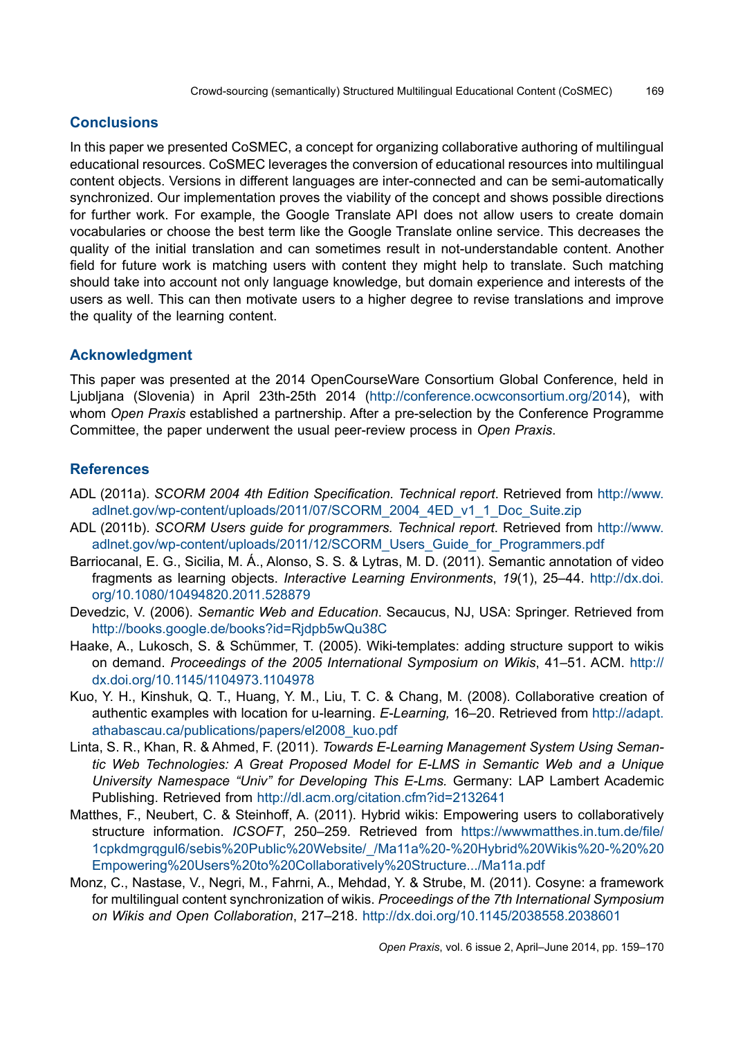## Conclusions

In this paper we presented CoSMEC, a concept for organizing collaborative authoring of multilingual educational resources. CoSMEC leverages the conversion of educational resources into multilingual content objects. Versions in different languages are inter-connected and can be semi-automatically synchronized. Our implementation proves the viability of the concept and shows possible directions for further work. For example, the Google Translate API does not allow users to create domain vocabularies or choose the best term like the Google Translate online service. This decreases the quality of the initial translation and can sometimes result in not-understandable content. Another field for future work is matching users with content they might help to translate. Such matching should take into account not only language knowledge, but domain experience and interests of the users as well. This can then motivate users to a higher degree to revise translations and improve the quality of the learning content.

## Acknowledgment

This paper was presented at the 2014 OpenCourseWare Consortium Global Conference, held in Ljubljana (Slovenia) in April 23th-25th 2014 (http://conference.ocwconsortium.org/2014), with whom *Open Praxis* established a partnership. After a pre-selection by the Conference Programme Committee, the paper underwent the usual peer-review process in *Open Praxis*.

## References

ADL (2011a). *SCORM 2004 4th Edition Specification. Technical report*. Retrieved from http://www.adlnet.gov/wp-content/uploads/2011/07/SCORM_2004_4ED_v1_1_Doc_Suite.zip

ADL (2011b). *SCORM Users guide for programmers. Technical report.* Retrieved from http://www.adlnet.gov/wp-content/uploads/2011/12/SCORM_Users_Guide_for_Programmers.pdf

Barriocanal, E. G., Sicilia, M. Á., Alonso, S. S. & Lytras, M. D. (2011). Semantic annotation of video fragments as learning objects. *Interactive Learning Environments*, *19*(1), 25–44. http://dx.doi.org/10.1080/10494820.2011.528879

Devedzic, V. (2006). *Semantic Web and Education*. Secaucus, NJ, USA: Springer. Retrieved from http://books.google.de/books?id=Rjdpb5wQu38C

Haake, A., Lukosch, S. & Schümmer, T. (2005). Wiki-templates: adding structure support to wikis on demand. *Proceedings of the 2005 International Symposium on Wikis*, 41–51. ACM. http://dx.doi.org/10.1145/1104973.1104978

Kuo, Y. H., Kinshuk, Q. T., Huang, Y. M., Liu, T. C. & Chang, M. (2008). Collaborative creation of authentic examples with location for u-learning. *E-Learning,* 16–20. Retrieved from http://adapt.athabascau.ca/publications/papers/el2008_kuo.pdf

Linta, S. R., Khan, R. & Ahmed, F. (2011). *Towards E-Learning Management System Using Semantic Web Technologies: A Great Proposed Model for E-LMS in Semantic Web and a Unique University Namespace "Univ" for Developing This E-Lms.* Germany: LAP Lambert Academic Publishing. Retrieved from http://dl.acm.org/citation.cfm?id=2132641

Matthes, F., Neubert, C. & Steinhoff, A. (2011). Hybrid wikis: Empowering users to collaboratively structure information. *ICSOFT*, 250–259. Retrieved from https://wwwmatthes.in.tum.de/file/1cpkdmgrqgul6/sebis%20Public%20Website/_/Ma11a%20-%20Hybrid%20Wikis%20-%20%20Empowering%20Users%20to%20Collaboratively%20Structure.../Ma11a.pdf

Monz, C., Nastase, V., Negri, M., Fahrni, A., Mehdad, Y. & Strube, M. (2011). Cosyne: a framework for multilingual content synchronization of wikis. *Proceedings of the 7th International Symposium on Wikis and Open Collaboration*, 217–218. http://dx.doi.org/10.1145/2038558.2038601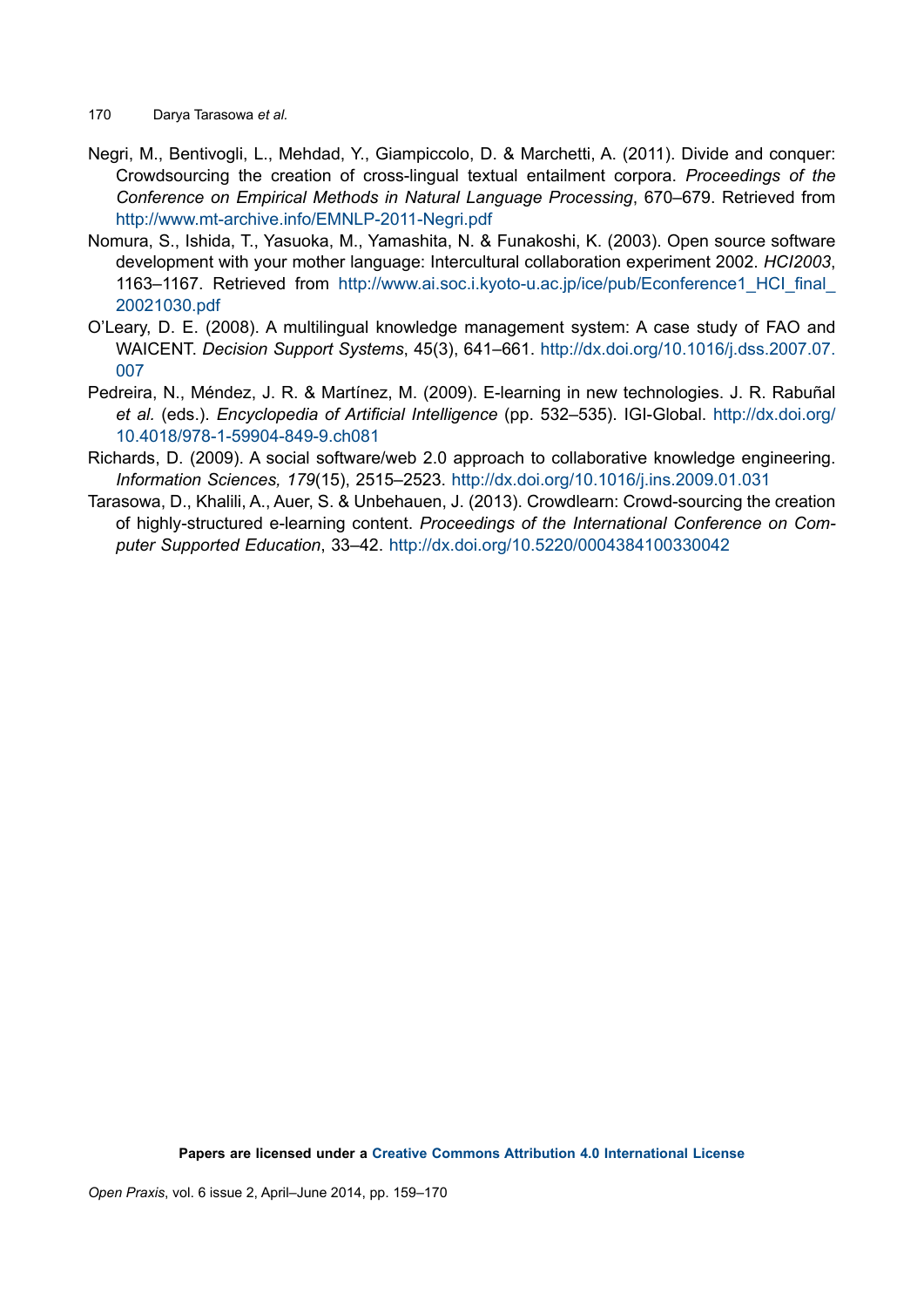Negri, M., Bentivogli, L., Mehdad, Y., Giampiccolo, D. & Marchetti, A. (2011). Divide and conquer: Crowdsourcing the creation of cross-lingual textual entailment corpora. *Proceedings of the Conference on Empirical Methods in Natural Language Processing*, 670–679. Retrieved from http://www.mt-archive.info/EMNLP-2011-Negri.pdf

Nomura, S., Ishida, T., Yasuoka, M., Yamashita, N. & Funakoshi, K. (2003). Open source software development with your mother language: Intercultural collaboration experiment 2002. *HCI2003*, 1163–1167. Retrieved from http://www.ai.soc.i.kyoto-u.ac.jp/ice/pub/Econference1_HCI_final_20021030.pdf

O'Leary, D. E. (2008). A multilingual knowledge management system: A case study of FAO and WAICENT. *Decision Support Systems*, 45(3), 641–661. http://dx.doi.org/10.1016/j.dss.2007.07.007

Pedreira, N., Méndez, J. R. & Martínez, M. (2009). E-learning in new technologies. J. R. Rabuñal *et al.* (eds.). *Encyclopedia of Artificial Intelligence* (pp. 532–535). IGI-Global. http://dx.doi.org/10.4018/978-1-59904-849-9.ch081

Richards, D. (2009). A social software/web 2.0 approach to collaborative knowledge engineering. *Information Sciences, 179*(15), 2515–2523. http://dx.doi.org/10.1016/j.ins.2009.01.031

Tarasowa, D., Khalili, A., Auer, S. & Unbehauen, J. (2013). Crowdlearn: Crowd-sourcing the creation of highly-structured e-learning content. *Proceedings of the International Conference on Computer Supported Education*, 33–42. http://dx.doi.org/10.5220/0004384100330042

**Papers are licensed under a Creative Commons Attribution 4.0 International License**